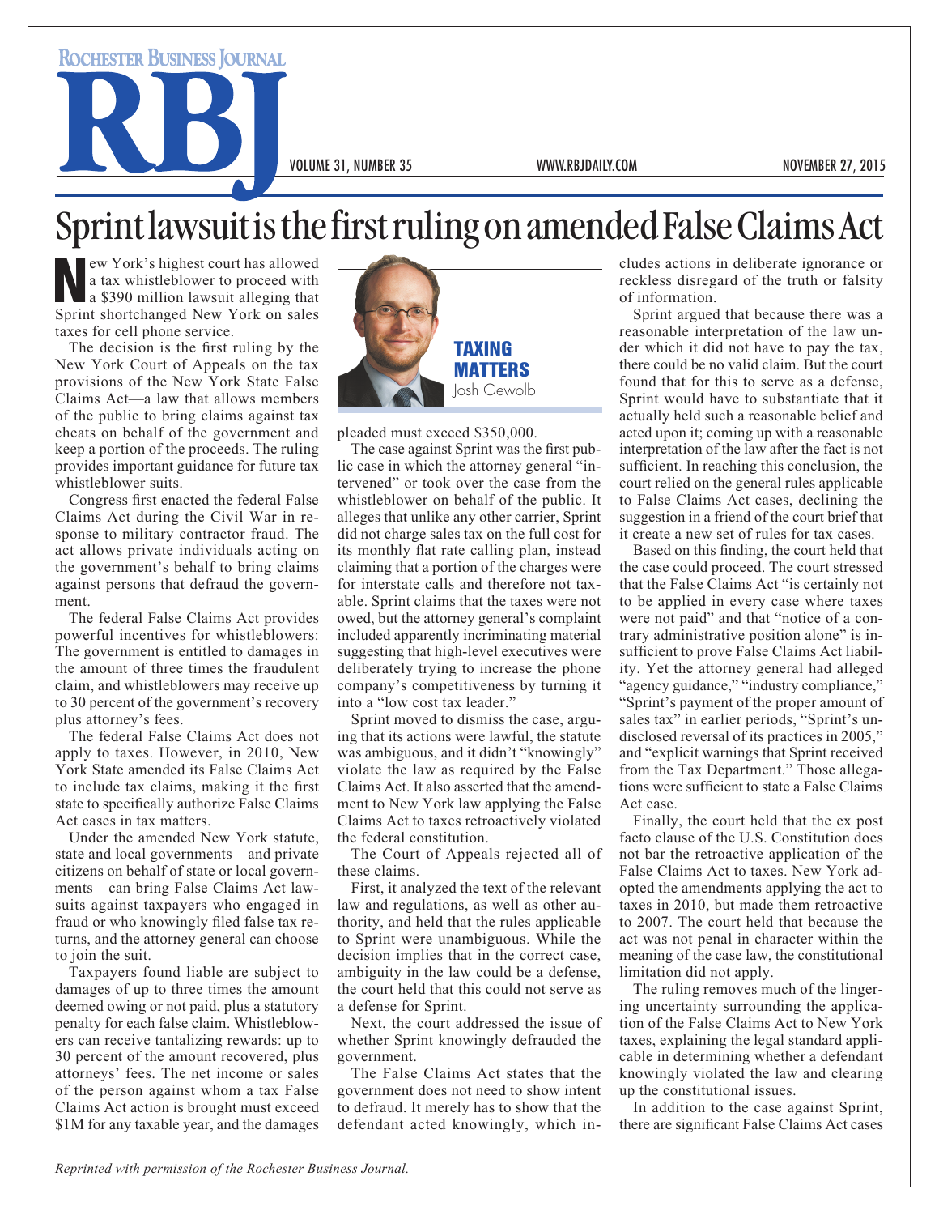# Sprint lawsuit is the first ruling on amended False Claims Act

TAXING MATTERS
Josh Gewolb

New York's highest court has allowed a tax whistleblower to proceed with a $390 million lawsuit alleging that Sprint shortchanged New York on sales taxes for cell phone service.

The decision is the first ruling by the New York Court of Appeals on the tax provisions of the New York State False Claims Act—a law that allows members of the public to bring claims against tax cheats on behalf of the government and keep a portion of the proceeds. The ruling provides important guidance for future tax whistleblower suits.

Congress first enacted the federal False Claims Act during the Civil War in response to military contractor fraud. The act allows private individuals acting on the government's behalf to bring claims against persons that defraud the government.

The federal False Claims Act provides powerful incentives for whistleblowers: The government is entitled to damages in the amount of three times the fraudulent claim, and whistleblowers may receive up to 30 percent of the government's recovery plus attorney's fees.

The federal False Claims Act does not apply to taxes. However, in 2010, New York State amended its False Claims Act to include tax claims, making it the first state to specifically authorize False Claims Act cases in tax matters.

Under the amended New York statute, state and local governments—and private citizens on behalf of state or local governments—can bring False Claims Act lawsuits against taxpayers who engaged in fraud or who knowingly filed false tax returns, and the attorney general can choose to join the suit.

Taxpayers found liable are subject to damages of up to three times the amount deemed owing or not paid, plus a statutory penalty for each false claim. Whistleblowers can receive tantalizing rewards: up to 30 percent of the amount recovered, plus attorneys' fees. The net income or sales of the person against whom a tax False Claims Act action is brought must exceed $1M for any taxable year, and the damages pleaded must exceed $350,000.

The case against Sprint was the first public case in which the attorney general "intervened" or took over the case from the whistleblower on behalf of the public. It alleges that unlike any other carrier, Sprint did not charge sales tax on the full cost for its monthly flat rate calling plan, instead claiming that a portion of the charges were for interstate calls and therefore not taxable. Sprint claims that the taxes were not owed, but the attorney general's complaint included apparently incriminating material suggesting that high-level executives were deliberately trying to increase the phone company's competitiveness by turning it into a "low cost tax leader."

Sprint moved to dismiss the case, arguing that its actions were lawful, the statute was ambiguous, and it didn't "knowingly" violate the law as required by the False Claims Act. It also asserted that the amendment to New York law applying the False Claims Act to taxes retroactively violated the federal constitution.

The Court of Appeals rejected all of these claims.

First, it analyzed the text of the relevant law and regulations, as well as other authority, and held that the rules applicable to Sprint were unambiguous. While the decision implies that in the correct case, ambiguity in the law could be a defense, the court held that this could not serve as a defense for Sprint.

Next, the court addressed the issue of whether Sprint knowingly defrauded the government.

The False Claims Act states that the government does not need to show intent to defraud. It merely has to show that the defendant acted knowingly, which includes actions in deliberate ignorance or reckless disregard of the truth or falsity of information.

Sprint argued that because there was a reasonable interpretation of the law under which it did not have to pay the tax, there could be no valid claim. But the court found that for this to serve as a defense, Sprint would have to substantiate that it actually held such a reasonable belief and acted upon it; coming up with a reasonable interpretation of the law after the fact is not sufficient. In reaching this conclusion, the court relied on the general rules applicable to False Claims Act cases, declining the suggestion in a friend of the court brief that it create a new set of rules for tax cases.

Based on this finding, the court held that the case could proceed. The court stressed that the False Claims Act "is certainly not to be applied in every case where taxes were not paid" and that "notice of a contrary administrative position alone" is insufficient to prove False Claims Act liability. Yet the attorney general had alleged "agency guidance," "industry compliance," "Sprint's payment of the proper amount of sales tax" in earlier periods, "Sprint's undisclosed reversal of its practices in 2005," and "explicit warnings that Sprint received from the Tax Department." Those allegations were sufficient to state a False Claims Act case.

Finally, the court held that the ex post facto clause of the U.S. Constitution does not bar the retroactive application of the False Claims Act to taxes. New York adopted the amendments applying the act to taxes in 2010, but made them retroactive to 2007. The court held that because the act was not penal in character within the meaning of the case law, the constitutional limitation did not apply.

The ruling removes much of the lingering uncertainty surrounding the application of the False Claims Act to New York taxes, explaining the legal standard applicable in determining whether a defendant knowingly violated the law and clearing up the constitutional issues.

In addition to the case against Sprint, there are significant False Claims Act cases

*Reprinted with permission of the Rochester Business Journal.*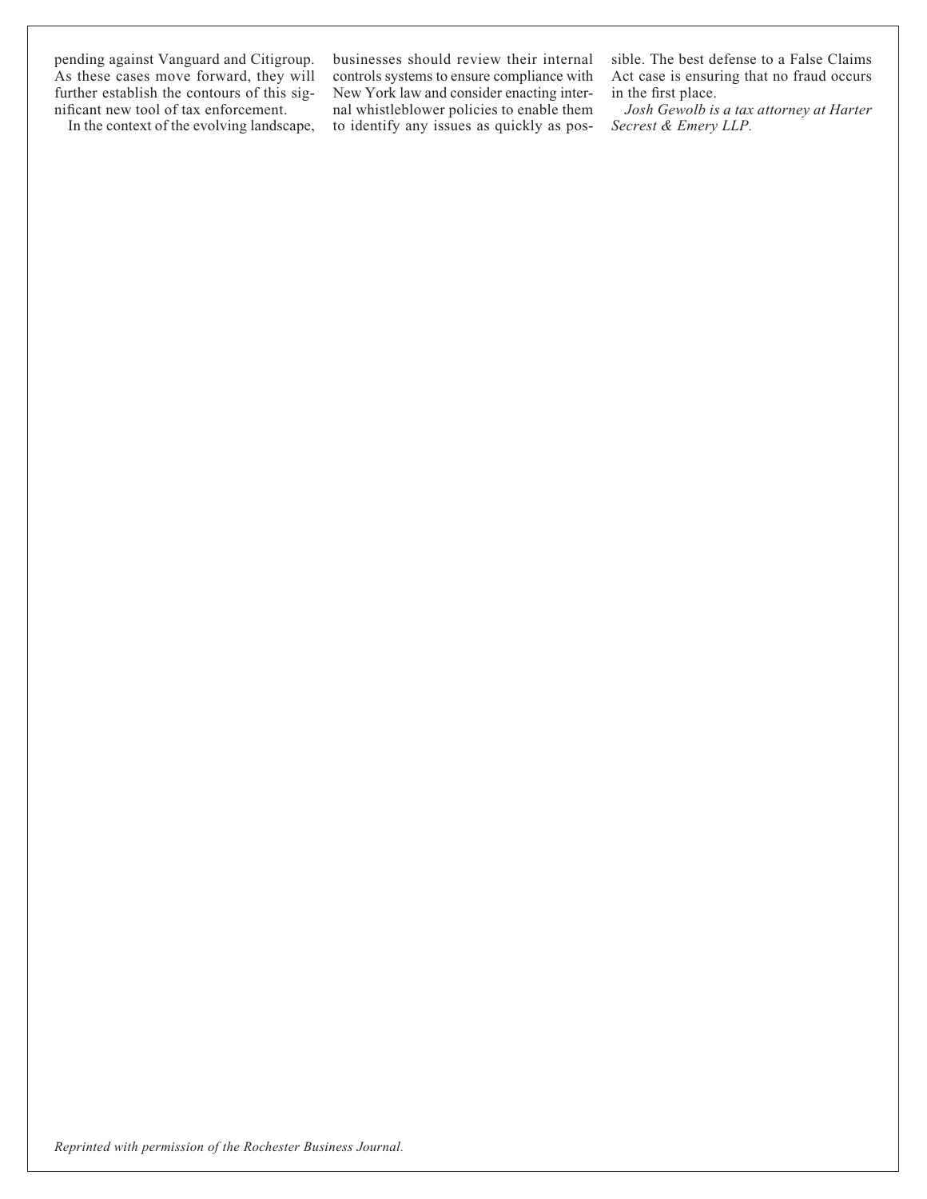pending against Vanguard and Citigroup. As these cases move forward, they will further establish the contours of this significant new tool of tax enforcement.

In the context of the evolving landscape, businesses should review their internal controls systems to ensure compliance with New York law and consider enacting internal whistleblower policies to enable them to identify any issues as quickly as possible. The best defense to a False Claims Act case is ensuring that no fraud occurs in the first place.

*Josh Gewolb is a tax attorney at Harter Secrest & Emery LLP.*

*Reprinted with permission of the Rochester Business Journal.*